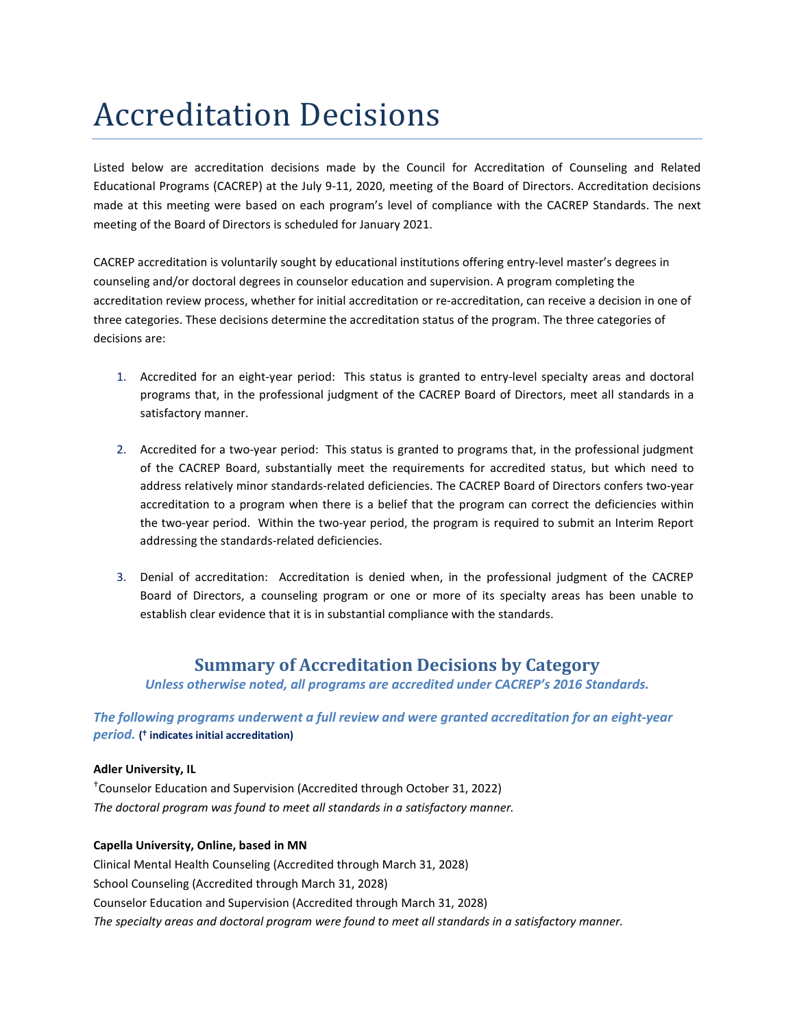# Accreditation Decisions

Listed below are accreditation decisions made by the Council for Accreditation of Counseling and Related Educational Programs (CACREP) at the July 9-11, 2020, meeting of the Board of Directors. Accreditation decisions made at this meeting were based on each program's level of compliance with the CACREP Standards. The next meeting of the Board of Directors is scheduled for January 2021.

CACREP accreditation is voluntarily sought by educational institutions offering entry-level master's degrees in counseling and/or doctoral degrees in counselor education and supervision. A program completing the accreditation review process, whether for initial accreditation or re-accreditation, can receive a decision in one of three categories. These decisions determine the accreditation status of the program. The three categories of decisions are:

1. Accredited for an eight-year period: This status is granted to entry-level specialty areas and doctoral programs that, in the professional judgment of the CACREP Board of Directors, meet all standards in a satisfactory manner.

2. Accredited for a two-year period: This status is granted to programs that, in the professional judgment of the CACREP Board, substantially meet the requirements for accredited status, but which need to address relatively minor standards-related deficiencies. The CACREP Board of Directors confers two-year accreditation to a program when there is a belief that the program can correct the deficiencies within the two-year period. Within the two-year period, the program is required to submit an Interim Report addressing the standards-related deficiencies.

3. Denial of accreditation: Accreditation is denied when, in the professional judgment of the CACREP Board of Directors, a counseling program or one or more of its specialty areas has been unable to establish clear evidence that it is in substantial compliance with the standards.

## Summary of Accreditation Decisions by Category

*Unless otherwise noted, all programs are accredited under CACREP's 2016 Standards.*

### *The following programs underwent a full review and were granted accreditation for an eight-year period.* **(† indicates initial accreditation)**

**Adler University, IL**

†Counselor Education and Supervision (Accredited through October 31, 2022)

*The doctoral program was found to meet all standards in a satisfactory manner.*

**Capella University, Online, based in MN**

Clinical Mental Health Counseling (Accredited through March 31, 2028)

School Counseling (Accredited through March 31, 2028)

Counselor Education and Supervision (Accredited through March 31, 2028)

*The specialty areas and doctoral program were found to meet all standards in a satisfactory manner.*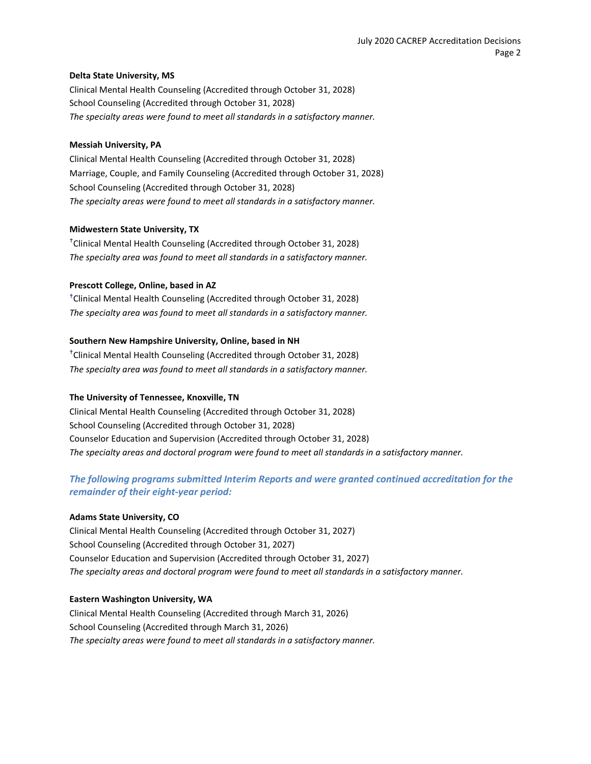**Delta State University, MS**

Clinical Mental Health Counseling (Accredited through October 31, 2028)
School Counseling (Accredited through October 31, 2028)
*The specialty areas were found to meet all standards in a satisfactory manner.*

**Messiah University, PA**

Clinical Mental Health Counseling (Accredited through October 31, 2028)
Marriage, Couple, and Family Counseling (Accredited through October 31, 2028)
School Counseling (Accredited through October 31, 2028)
*The specialty areas were found to meet all standards in a satisfactory manner.*

**Midwestern State University, TX**

†Clinical Mental Health Counseling (Accredited through October 31, 2028)
*The specialty area was found to meet all standards in a satisfactory manner.*

**Prescott College, Online, based in AZ**

†Clinical Mental Health Counseling (Accredited through October 31, 2028)
*The specialty area was found to meet all standards in a satisfactory manner.*

**Southern New Hampshire University, Online, based in NH**

†Clinical Mental Health Counseling (Accredited through October 31, 2028)
*The specialty area was found to meet all standards in a satisfactory manner.*

**The University of Tennessee, Knoxville, TN**

Clinical Mental Health Counseling (Accredited through October 31, 2028)
School Counseling (Accredited through October 31, 2028)
Counselor Education and Supervision (Accredited through October 31, 2028)
*The specialty areas and doctoral program were found to meet all standards in a satisfactory manner.*

### *The following programs submitted Interim Reports and were granted continued accreditation for the remainder of their eight-year period:*

**Adams State University, CO**

Clinical Mental Health Counseling (Accredited through October 31, 2027)
School Counseling (Accredited through October 31, 2027)
Counselor Education and Supervision (Accredited through October 31, 2027)
*The specialty areas and doctoral program were found to meet all standards in a satisfactory manner.*

**Eastern Washington University, WA**

Clinical Mental Health Counseling (Accredited through March 31, 2026)
School Counseling (Accredited through March 31, 2026)
*The specialty areas were found to meet all standards in a satisfactory manner.*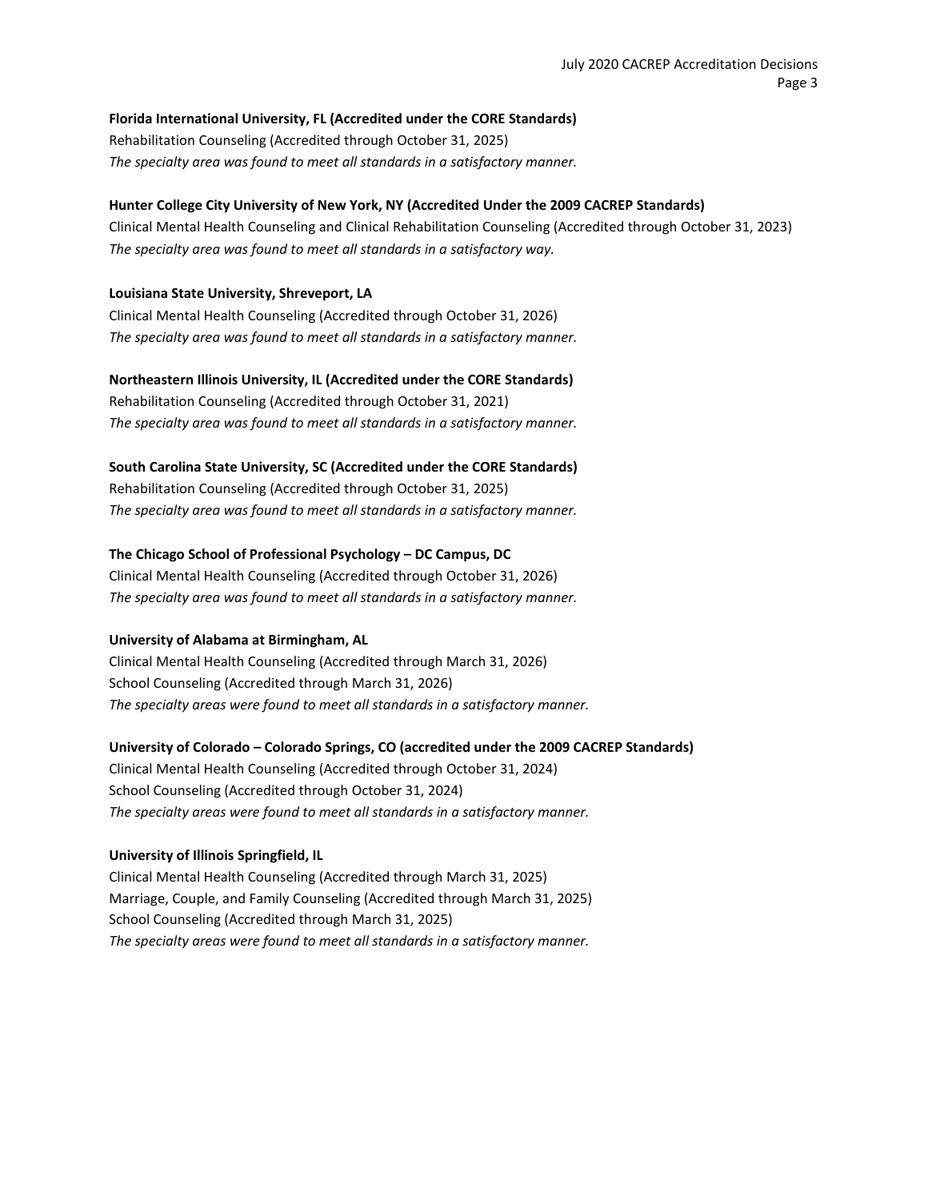**Florida International University, FL (Accredited under the CORE Standards)**
Rehabilitation Counseling (Accredited through October 31, 2025)
*The specialty area was found to meet all standards in a satisfactory manner.*

**Hunter College City University of New York, NY (Accredited Under the 2009 CACREP Standards)**
Clinical Mental Health Counseling and Clinical Rehabilitation Counseling (Accredited through October 31, 2023)
*The specialty area was found to meet all standards in a satisfactory way.*

**Louisiana State University, Shreveport, LA**
Clinical Mental Health Counseling (Accredited through October 31, 2026)
*The specialty area was found to meet all standards in a satisfactory manner.*

**Northeastern Illinois University, IL (Accredited under the CORE Standards)**
Rehabilitation Counseling (Accredited through October 31, 2021)
*The specialty area was found to meet all standards in a satisfactory manner.*

**South Carolina State University, SC (Accredited under the CORE Standards)**
Rehabilitation Counseling (Accredited through October 31, 2025)
*The specialty area was found to meet all standards in a satisfactory manner.*

**The Chicago School of Professional Psychology – DC Campus, DC**
Clinical Mental Health Counseling (Accredited through October 31, 2026)
*The specialty area was found to meet all standards in a satisfactory manner.*

**University of Alabama at Birmingham, AL**
Clinical Mental Health Counseling (Accredited through March 31, 2026)
School Counseling (Accredited through March 31, 2026)
*The specialty areas were found to meet all standards in a satisfactory manner.*

**University of Colorado – Colorado Springs, CO (accredited under the 2009 CACREP Standards)**
Clinical Mental Health Counseling (Accredited through October 31, 2024)
School Counseling (Accredited through October 31, 2024)
*The specialty areas were found to meet all standards in a satisfactory manner.*

**University of Illinois Springfield, IL**
Clinical Mental Health Counseling (Accredited through March 31, 2025)
Marriage, Couple, and Family Counseling (Accredited through March 31, 2025)
School Counseling (Accredited through March 31, 2025)
*The specialty areas were found to meet all standards in a satisfactory manner.*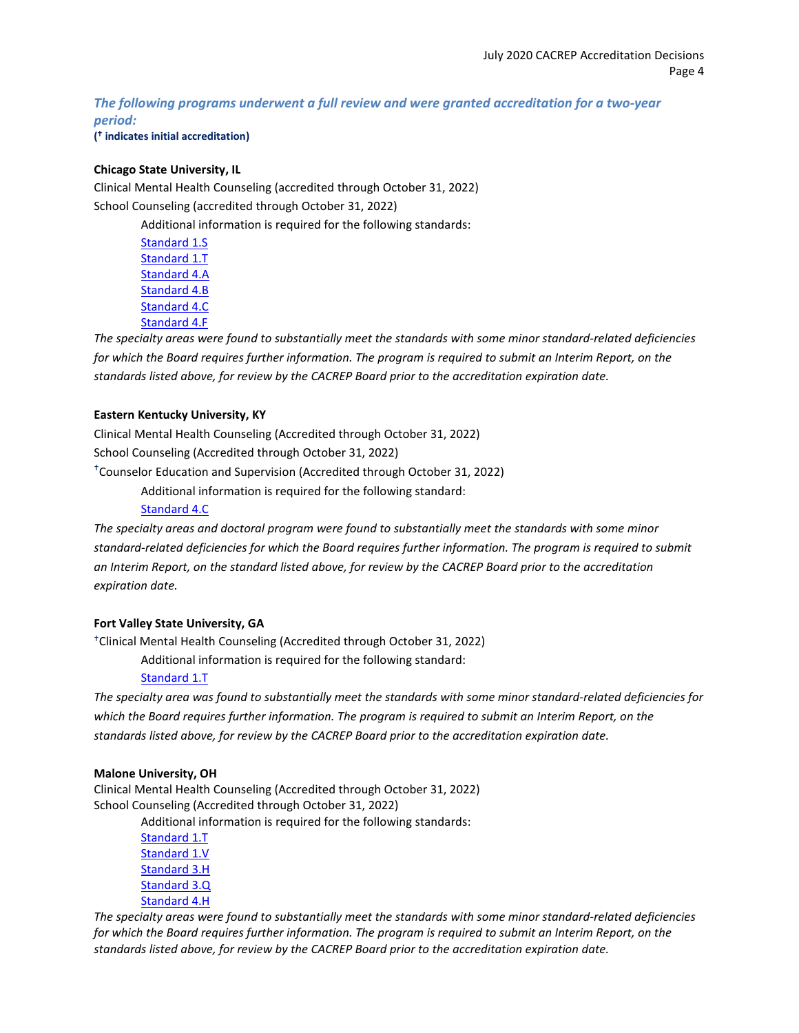### *The following programs underwent a full review and were granted accreditation for a two-year period:*

**(† indicates initial accreditation)**

**Chicago State University, IL**

Clinical Mental Health Counseling (accredited through October 31, 2022)

School Counseling (accredited through October 31, 2022)

Additional information is required for the following standards:

Standard 1.S
Standard 1.T
Standard 4.A
Standard 4.B
Standard 4.C
Standard 4.F

*The specialty areas were found to substantially meet the standards with some minor standard-related deficiencies for which the Board requires further information. The program is required to submit an Interim Report, on the standards listed above, for review by the CACREP Board prior to the accreditation expiration date.*

**Eastern Kentucky University, KY**

Clinical Mental Health Counseling (Accredited through October 31, 2022)

School Counseling (Accredited through October 31, 2022)

†Counselor Education and Supervision (Accredited through October 31, 2022)

Additional information is required for the following standard:

Standard 4.C

*The specialty areas and doctoral program were found to substantially meet the standards with some minor standard-related deficiencies for which the Board requires further information. The program is required to submit an Interim Report, on the standard listed above, for review by the CACREP Board prior to the accreditation expiration date.*

**Fort Valley State University, GA**

†Clinical Mental Health Counseling (Accredited through October 31, 2022)

Additional information is required for the following standard:

Standard 1.T

*The specialty area was found to substantially meet the standards with some minor standard-related deficiencies for which the Board requires further information. The program is required to submit an Interim Report, on the standards listed above, for review by the CACREP Board prior to the accreditation expiration date.*

**Malone University, OH**

Clinical Mental Health Counseling (Accredited through October 31, 2022)

School Counseling (Accredited through October 31, 2022)

Additional information is required for the following standards:

Standard 1.T
Standard 1.V
Standard 3.H
Standard 3.Q
Standard 4.H

*The specialty areas were found to substantially meet the standards with some minor standard-related deficiencies for which the Board requires further information. The program is required to submit an Interim Report, on the standards listed above, for review by the CACREP Board prior to the accreditation expiration date.*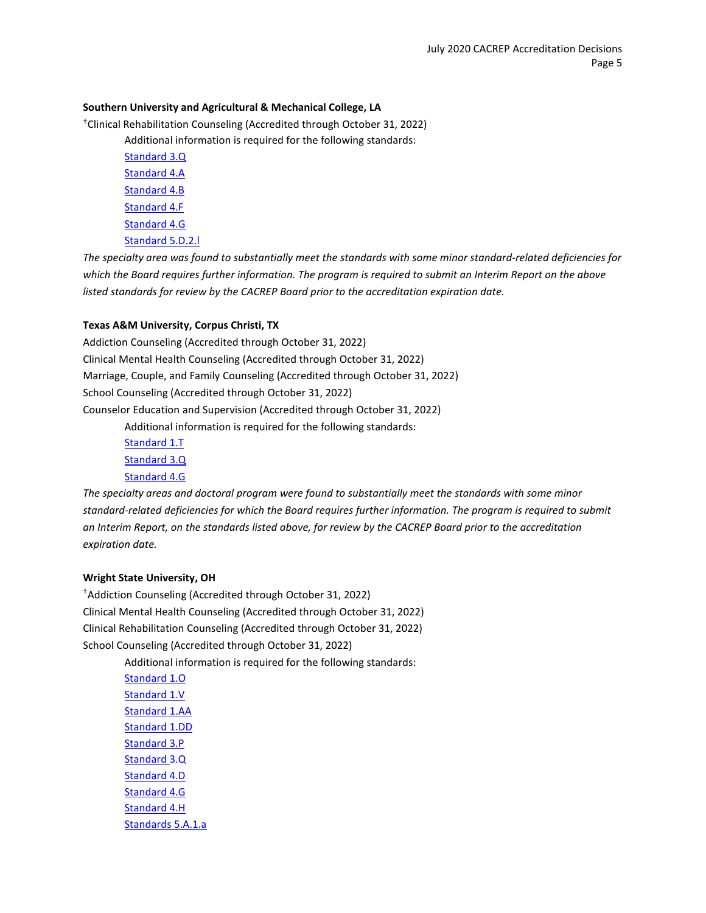**Southern University and Agricultural & Mechanical College, LA**

†Clinical Rehabilitation Counseling (Accredited through October 31, 2022)

Additional information is required for the following standards:

Standard 3.Q
Standard 4.A
Standard 4.B
Standard 4.F
Standard 4.G
Standard 5.D.2.l

*The specialty area was found to substantially meet the standards with some minor standard-related deficiencies for which the Board requires further information. The program is required to submit an Interim Report on the above listed standards for review by the CACREP Board prior to the accreditation expiration date.*

**Texas A&M University, Corpus Christi, TX**

Addiction Counseling (Accredited through October 31, 2022)
Clinical Mental Health Counseling (Accredited through October 31, 2022)
Marriage, Couple, and Family Counseling (Accredited through October 31, 2022)
School Counseling (Accredited through October 31, 2022)
Counselor Education and Supervision (Accredited through October 31, 2022)

Additional information is required for the following standards:

Standard 1.T
Standard 3.Q
Standard 4.G

*The specialty areas and doctoral program were found to substantially meet the standards with some minor standard-related deficiencies for which the Board requires further information. The program is required to submit an Interim Report, on the standards listed above, for review by the CACREP Board prior to the accreditation expiration date.*

**Wright State University, OH**

†Addiction Counseling (Accredited through October 31, 2022)
Clinical Mental Health Counseling (Accredited through October 31, 2022)
Clinical Rehabilitation Counseling (Accredited through October 31, 2022)
School Counseling (Accredited through October 31, 2022)

Additional information is required for the following standards:

Standard 1.O
Standard 1.V
Standard 1.AA
Standard 1.DD
Standard 3.P
Standard 3.Q
Standard 4.D
Standard 4.G
Standard 4.H
Standards 5.A.1.a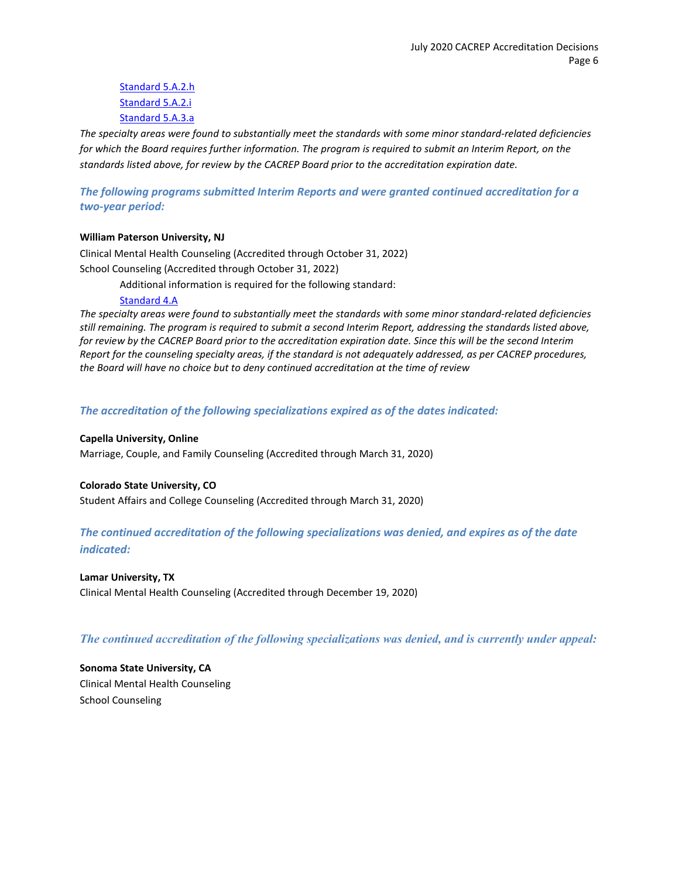Standard 5.A.2.h
Standard 5.A.2.i
Standard 5.A.3.a

*The specialty areas were found to substantially meet the standards with some minor standard-related deficiencies for which the Board requires further information. The program is required to submit an Interim Report, on the standards listed above, for review by the CACREP Board prior to the accreditation expiration date.*

### *The following programs submitted Interim Reports and were granted continued accreditation for a two-year period:*

**William Paterson University, NJ**

Clinical Mental Health Counseling (Accredited through October 31, 2022)
School Counseling (Accredited through October 31, 2022)

Additional information is required for the following standard:
Standard 4.A

*The specialty areas were found to substantially meet the standards with some minor standard-related deficiencies still remaining. The program is required to submit a second Interim Report, addressing the standards listed above, for review by the CACREP Board prior to the accreditation expiration date. Since this will be the second Interim Report for the counseling specialty areas, if the standard is not adequately addressed, as per CACREP procedures, the Board will have no choice but to deny continued accreditation at the time of review*

### *The accreditation of the following specializations expired as of the dates indicated:*

**Capella University, Online**

Marriage, Couple, and Family Counseling (Accredited through March 31, 2020)

**Colorado State University, CO**

Student Affairs and College Counseling (Accredited through March 31, 2020)

### *The continued accreditation of the following specializations was denied, and expires as of the date indicated:*

**Lamar University, TX**

Clinical Mental Health Counseling (Accredited through December 19, 2020)

### *The continued accreditation of the following specializations was denied, and is currently under appeal:*

**Sonoma State University, CA**

Clinical Mental Health Counseling
School Counseling